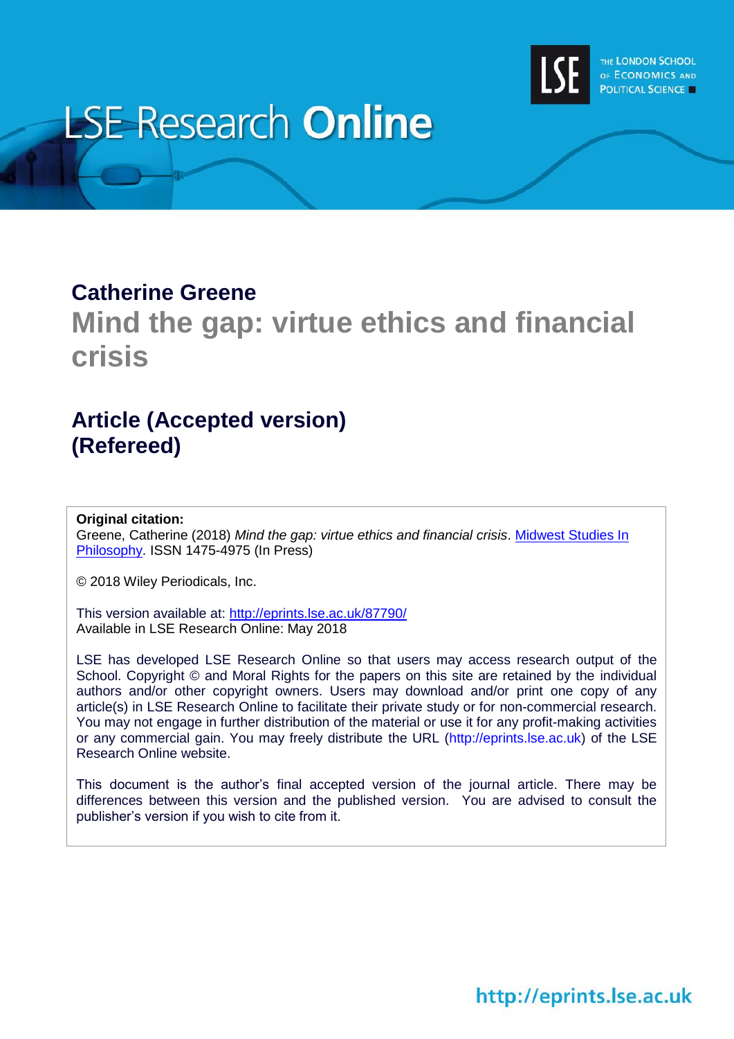# LSE Research Online

THE LONDON SCHOOL OF ECONOMICS AND POLITICAL SCIENCE

## Catherine Greene

# Mind the gap: virtue ethics and financial crisis

## Article (Accepted version)
## (Refereed)

**Original citation:**
Greene, Catherine (2018) *Mind the gap: virtue ethics and financial crisis*. Midwest Studies In Philosophy. ISSN 1475-4975 (In Press)

© 2018 Wiley Periodicals, Inc.

This version available at: http://eprints.lse.ac.uk/87790/
Available in LSE Research Online: May 2018

LSE has developed LSE Research Online so that users may access research output of the School. Copyright © and Moral Rights for the papers on this site are retained by the individual authors and/or other copyright owners. Users may download and/or print one copy of any article(s) in LSE Research Online to facilitate their private study or for non-commercial research. You may not engage in further distribution of the material or use it for any profit-making activities or any commercial gain. You may freely distribute the URL (http://eprints.lse.ac.uk) of the LSE Research Online website.

This document is the author's final accepted version of the journal article. There may be differences between this version and the published version. You are advised to consult the publisher's version if you wish to cite from it.

http://eprints.lse.ac.uk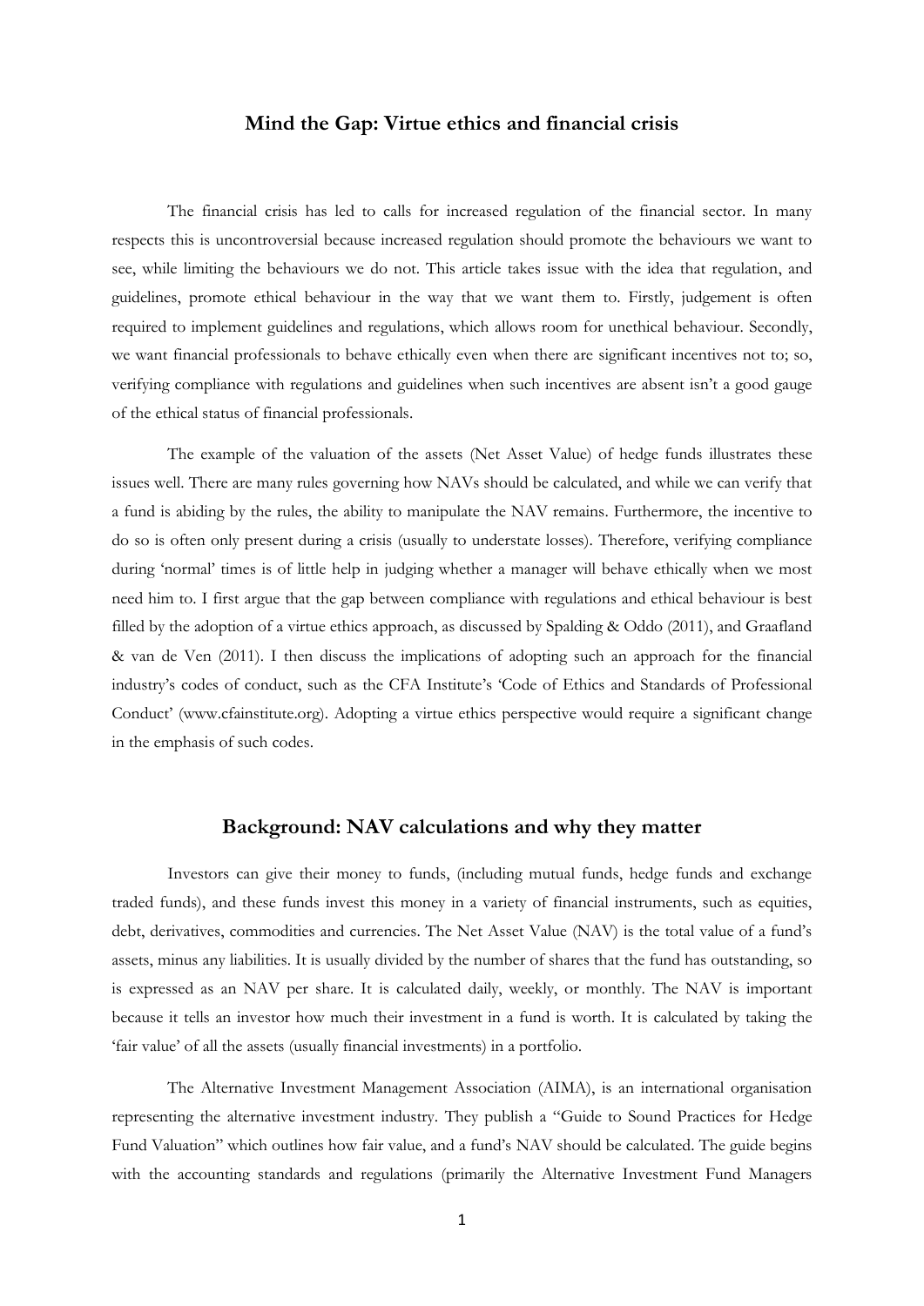## Mind the Gap: Virtue ethics and financial crisis

The financial crisis has led to calls for increased regulation of the financial sector. In many respects this is uncontroversial because increased regulation should promote the behaviours we want to see, while limiting the behaviours we do not. This article takes issue with the idea that regulation, and guidelines, promote ethical behaviour in the way that we want them to. Firstly, judgement is often required to implement guidelines and regulations, which allows room for unethical behaviour. Secondly, we want financial professionals to behave ethically even when there are significant incentives not to; so, verifying compliance with regulations and guidelines when such incentives are absent isn't a good gauge of the ethical status of financial professionals.

The example of the valuation of the assets (Net Asset Value) of hedge funds illustrates these issues well. There are many rules governing how NAVs should be calculated, and while we can verify that a fund is abiding by the rules, the ability to manipulate the NAV remains. Furthermore, the incentive to do so is often only present during a crisis (usually to understate losses). Therefore, verifying compliance during 'normal' times is of little help in judging whether a manager will behave ethically when we most need him to. I first argue that the gap between compliance with regulations and ethical behaviour is best filled by the adoption of a virtue ethics approach, as discussed by Spalding & Oddo (2011), and Graafland & van de Ven (2011). I then discuss the implications of adopting such an approach for the financial industry's codes of conduct, such as the CFA Institute's 'Code of Ethics and Standards of Professional Conduct' (www.cfainstitute.org). Adopting a virtue ethics perspective would require a significant change in the emphasis of such codes.

## Background: NAV calculations and why they matter

Investors can give their money to funds, (including mutual funds, hedge funds and exchange traded funds), and these funds invest this money in a variety of financial instruments, such as equities, debt, derivatives, commodities and currencies. The Net Asset Value (NAV) is the total value of a fund's assets, minus any liabilities. It is usually divided by the number of shares that the fund has outstanding, so is expressed as an NAV per share. It is calculated daily, weekly, or monthly. The NAV is important because it tells an investor how much their investment in a fund is worth. It is calculated by taking the 'fair value' of all the assets (usually financial investments) in a portfolio.

The Alternative Investment Management Association (AIMA), is an international organisation representing the alternative investment industry. They publish a "Guide to Sound Practices for Hedge Fund Valuation" which outlines how fair value, and a fund's NAV should be calculated. The guide begins with the accounting standards and regulations (primarily the Alternative Investment Fund Managers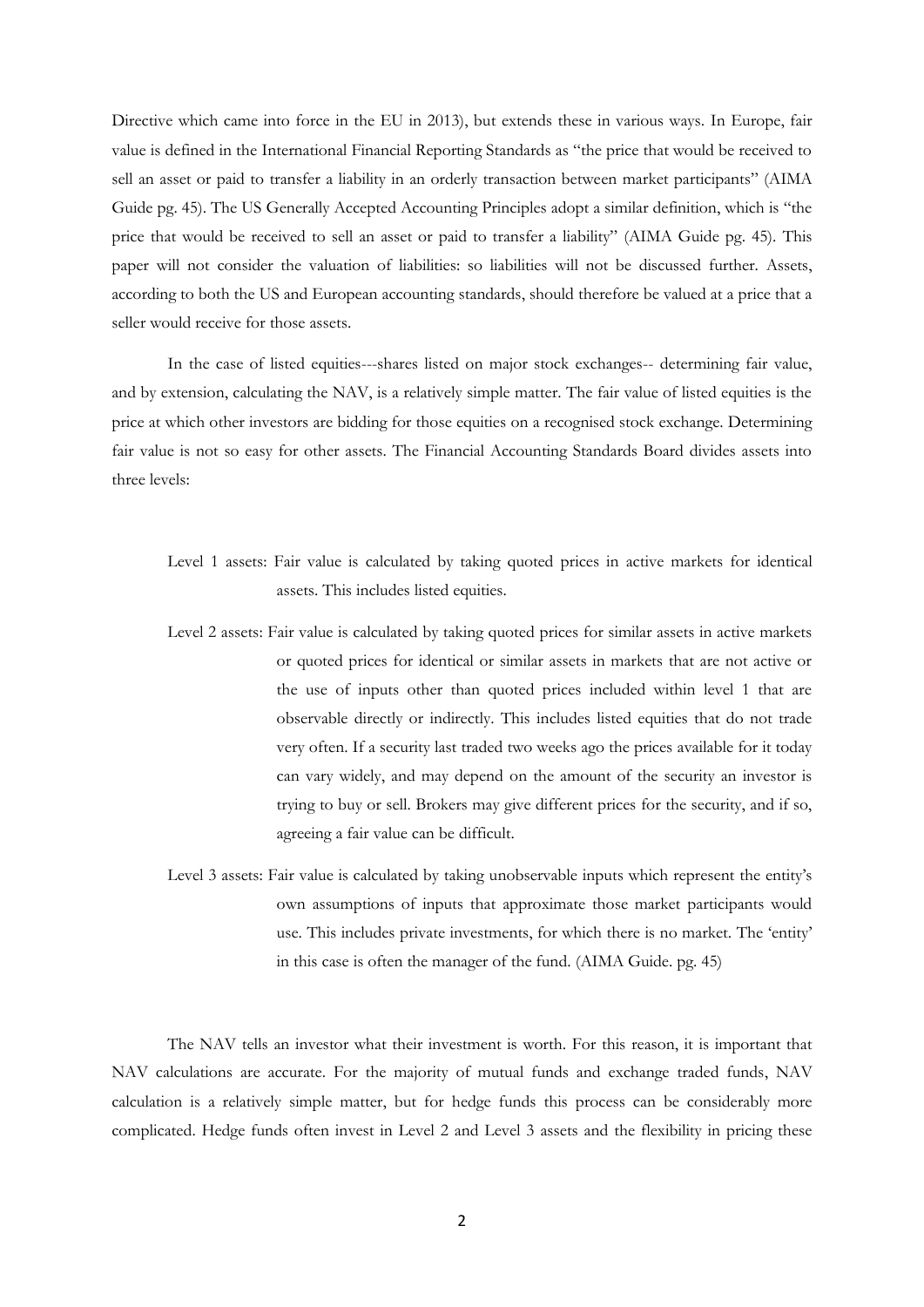Directive which came into force in the EU in 2013), but extends these in various ways. In Europe, fair value is defined in the International Financial Reporting Standards as "the price that would be received to sell an asset or paid to transfer a liability in an orderly transaction between market participants" (AIMA Guide pg. 45). The US Generally Accepted Accounting Principles adopt a similar definition, which is "the price that would be received to sell an asset or paid to transfer a liability" (AIMA Guide pg. 45). This paper will not consider the valuation of liabilities: so liabilities will not be discussed further. Assets, according to both the US and European accounting standards, should therefore be valued at a price that a seller would receive for those assets.

In the case of listed equities---shares listed on major stock exchanges-- determining fair value, and by extension, calculating the NAV, is a relatively simple matter. The fair value of listed equities is the price at which other investors are bidding for those equities on a recognised stock exchange. Determining fair value is not so easy for other assets. The Financial Accounting Standards Board divides assets into three levels:

Level 1 assets: Fair value is calculated by taking quoted prices in active markets for identical assets. This includes listed equities.

Level 2 assets: Fair value is calculated by taking quoted prices for similar assets in active markets or quoted prices for identical or similar assets in markets that are not active or the use of inputs other than quoted prices included within level 1 that are observable directly or indirectly. This includes listed equities that do not trade very often. If a security last traded two weeks ago the prices available for it today can vary widely, and may depend on the amount of the security an investor is trying to buy or sell. Brokers may give different prices for the security, and if so, agreeing a fair value can be difficult.

Level 3 assets: Fair value is calculated by taking unobservable inputs which represent the entity's own assumptions of inputs that approximate those market participants would use. This includes private investments, for which there is no market. The 'entity' in this case is often the manager of the fund. (AIMA Guide. pg. 45)

The NAV tells an investor what their investment is worth. For this reason, it is important that NAV calculations are accurate. For the majority of mutual funds and exchange traded funds, NAV calculation is a relatively simple matter, but for hedge funds this process can be considerably more complicated. Hedge funds often invest in Level 2 and Level 3 assets and the flexibility in pricing these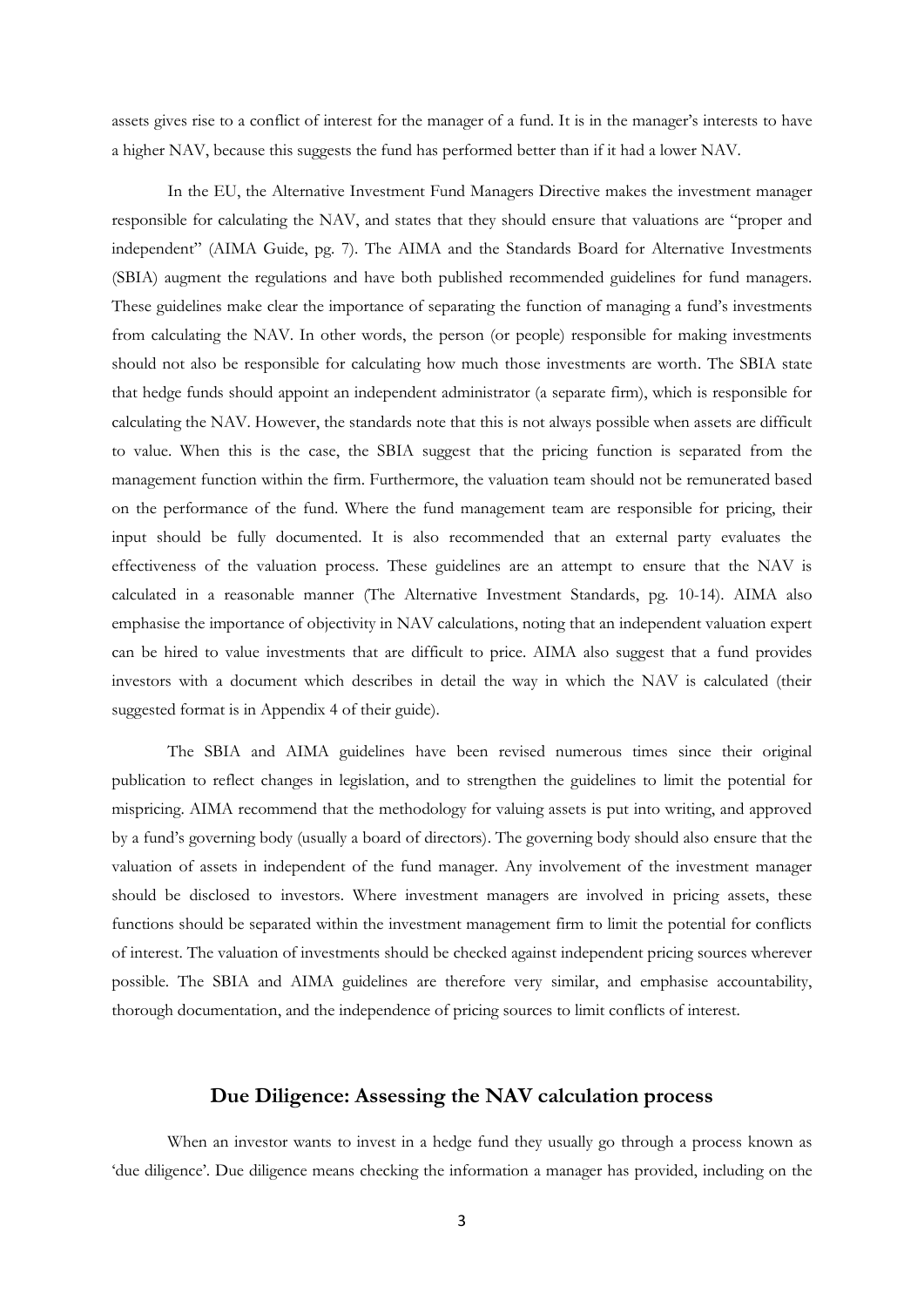assets gives rise to a conflict of interest for the manager of a fund. It is in the manager's interests to have a higher NAV, because this suggests the fund has performed better than if it had a lower NAV.

In the EU, the Alternative Investment Fund Managers Directive makes the investment manager responsible for calculating the NAV, and states that they should ensure that valuations are "proper and independent" (AIMA Guide, pg. 7). The AIMA and the Standards Board for Alternative Investments (SBIA) augment the regulations and have both published recommended guidelines for fund managers. These guidelines make clear the importance of separating the function of managing a fund's investments from calculating the NAV. In other words, the person (or people) responsible for making investments should not also be responsible for calculating how much those investments are worth. The SBIA state that hedge funds should appoint an independent administrator (a separate firm), which is responsible for calculating the NAV. However, the standards note that this is not always possible when assets are difficult to value. When this is the case, the SBIA suggest that the pricing function is separated from the management function within the firm. Furthermore, the valuation team should not be remunerated based on the performance of the fund. Where the fund management team are responsible for pricing, their input should be fully documented. It is also recommended that an external party evaluates the effectiveness of the valuation process. These guidelines are an attempt to ensure that the NAV is calculated in a reasonable manner (The Alternative Investment Standards, pg. 10-14). AIMA also emphasise the importance of objectivity in NAV calculations, noting that an independent valuation expert can be hired to value investments that are difficult to price. AIMA also suggest that a fund provides investors with a document which describes in detail the way in which the NAV is calculated (their suggested format is in Appendix 4 of their guide).

The SBIA and AIMA guidelines have been revised numerous times since their original publication to reflect changes in legislation, and to strengthen the guidelines to limit the potential for mispricing. AIMA recommend that the methodology for valuing assets is put into writing, and approved by a fund's governing body (usually a board of directors). The governing body should also ensure that the valuation of assets in independent of the fund manager. Any involvement of the investment manager should be disclosed to investors. Where investment managers are involved in pricing assets, these functions should be separated within the investment management firm to limit the potential for conflicts of interest. The valuation of investments should be checked against independent pricing sources wherever possible. The SBIA and AIMA guidelines are therefore very similar, and emphasise accountability, thorough documentation, and the independence of pricing sources to limit conflicts of interest.

## Due Diligence: Assessing the NAV calculation process

When an investor wants to invest in a hedge fund they usually go through a process known as 'due diligence'. Due diligence means checking the information a manager has provided, including on the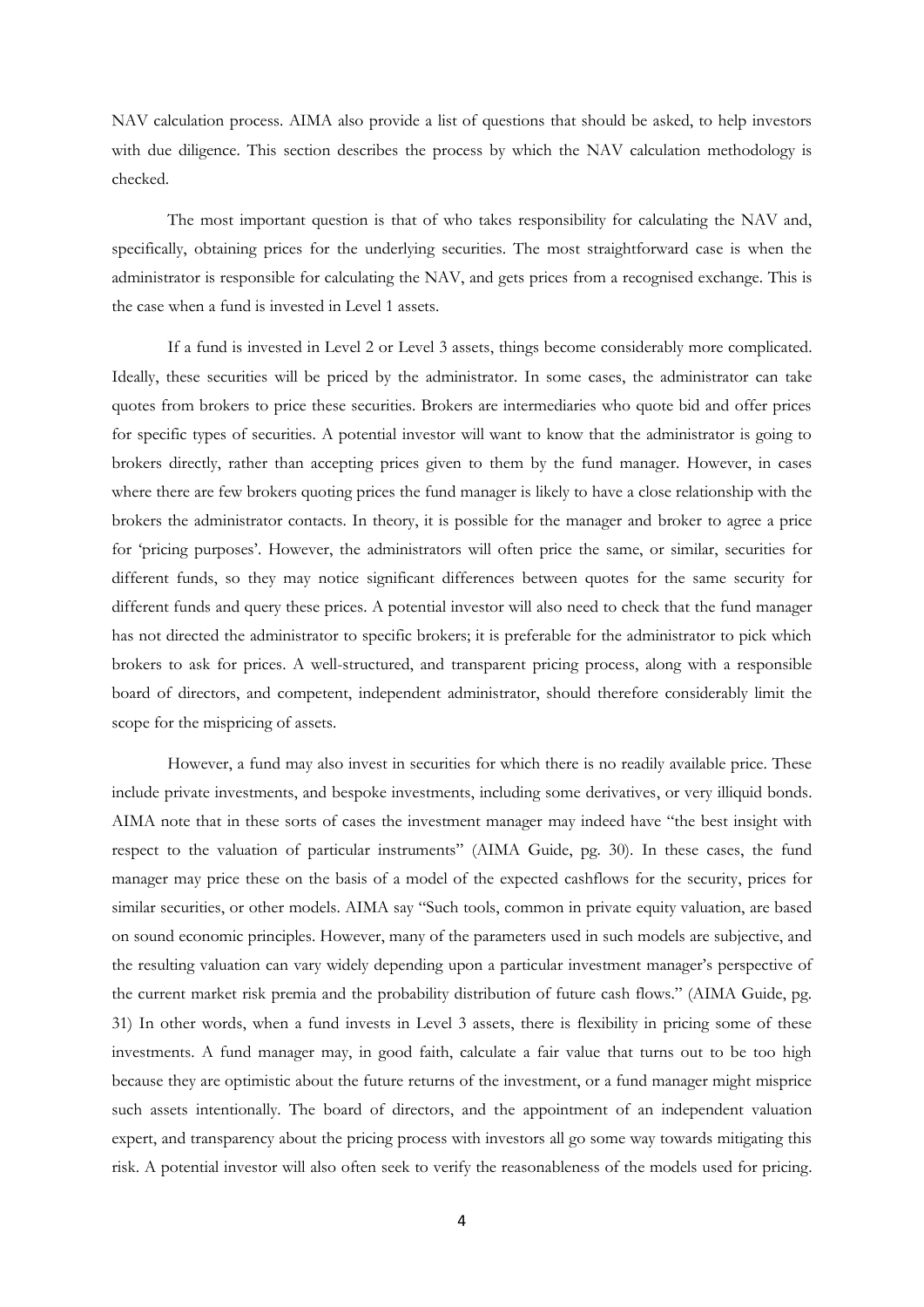NAV calculation process. AIMA also provide a list of questions that should be asked, to help investors with due diligence. This section describes the process by which the NAV calculation methodology is checked.

The most important question is that of who takes responsibility for calculating the NAV and, specifically, obtaining prices for the underlying securities. The most straightforward case is when the administrator is responsible for calculating the NAV, and gets prices from a recognised exchange. This is the case when a fund is invested in Level 1 assets.

If a fund is invested in Level 2 or Level 3 assets, things become considerably more complicated. Ideally, these securities will be priced by the administrator. In some cases, the administrator can take quotes from brokers to price these securities. Brokers are intermediaries who quote bid and offer prices for specific types of securities. A potential investor will want to know that the administrator is going to brokers directly, rather than accepting prices given to them by the fund manager. However, in cases where there are few brokers quoting prices the fund manager is likely to have a close relationship with the brokers the administrator contacts. In theory, it is possible for the manager and broker to agree a price for 'pricing purposes'. However, the administrators will often price the same, or similar, securities for different funds, so they may notice significant differences between quotes for the same security for different funds and query these prices. A potential investor will also need to check that the fund manager has not directed the administrator to specific brokers; it is preferable for the administrator to pick which brokers to ask for prices. A well-structured, and transparent pricing process, along with a responsible board of directors, and competent, independent administrator, should therefore considerably limit the scope for the mispricing of assets.

However, a fund may also invest in securities for which there is no readily available price. These include private investments, and bespoke investments, including some derivatives, or very illiquid bonds. AIMA note that in these sorts of cases the investment manager may indeed have "the best insight with respect to the valuation of particular instruments" (AIMA Guide, pg. 30). In these cases, the fund manager may price these on the basis of a model of the expected cashflows for the security, prices for similar securities, or other models. AIMA say "Such tools, common in private equity valuation, are based on sound economic principles. However, many of the parameters used in such models are subjective, and the resulting valuation can vary widely depending upon a particular investment manager's perspective of the current market risk premia and the probability distribution of future cash flows." (AIMA Guide, pg. 31) In other words, when a fund invests in Level 3 assets, there is flexibility in pricing some of these investments. A fund manager may, in good faith, calculate a fair value that turns out to be too high because they are optimistic about the future returns of the investment, or a fund manager might misprice such assets intentionally. The board of directors, and the appointment of an independent valuation expert, and transparency about the pricing process with investors all go some way towards mitigating this risk. A potential investor will also often seek to verify the reasonableness of the models used for pricing.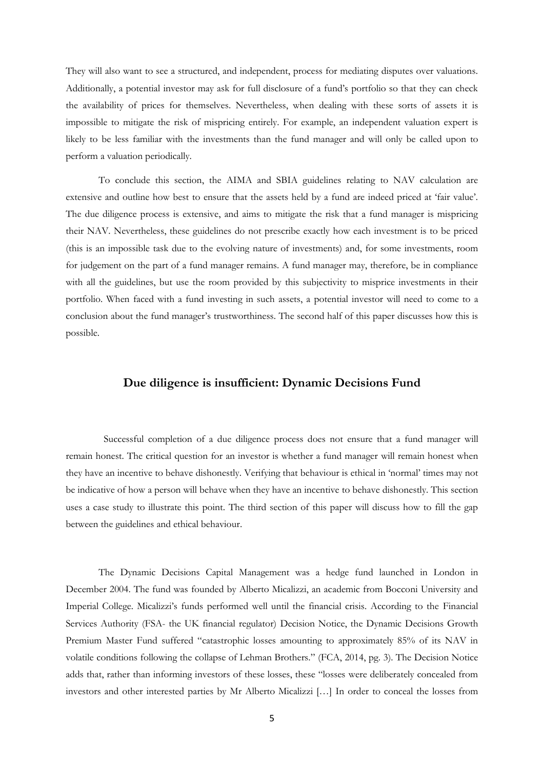They will also want to see a structured, and independent, process for mediating disputes over valuations. Additionally, a potential investor may ask for full disclosure of a fund's portfolio so that they can check the availability of prices for themselves. Nevertheless, when dealing with these sorts of assets it is impossible to mitigate the risk of mispricing entirely. For example, an independent valuation expert is likely to be less familiar with the investments than the fund manager and will only be called upon to perform a valuation periodically.

To conclude this section, the AIMA and SBIA guidelines relating to NAV calculation are extensive and outline how best to ensure that the assets held by a fund are indeed priced at 'fair value'. The due diligence process is extensive, and aims to mitigate the risk that a fund manager is mispricing their NAV. Nevertheless, these guidelines do not prescribe exactly how each investment is to be priced (this is an impossible task due to the evolving nature of investments) and, for some investments, room for judgement on the part of a fund manager remains. A fund manager may, therefore, be in compliance with all the guidelines, but use the room provided by this subjectivity to misprice investments in their portfolio. When faced with a fund investing in such assets, a potential investor will need to come to a conclusion about the fund manager's trustworthiness. The second half of this paper discusses how this is possible.

## Due diligence is insufficient: Dynamic Decisions Fund

Successful completion of a due diligence process does not ensure that a fund manager will remain honest. The critical question for an investor is whether a fund manager will remain honest when they have an incentive to behave dishonestly. Verifying that behaviour is ethical in 'normal' times may not be indicative of how a person will behave when they have an incentive to behave dishonestly. This section uses a case study to illustrate this point. The third section of this paper will discuss how to fill the gap between the guidelines and ethical behaviour.

The Dynamic Decisions Capital Management was a hedge fund launched in London in December 2004. The fund was founded by Alberto Micalizzi, an academic from Bocconi University and Imperial College. Micalizzi's funds performed well until the financial crisis. According to the Financial Services Authority (FSA- the UK financial regulator) Decision Notice, the Dynamic Decisions Growth Premium Master Fund suffered "catastrophic losses amounting to approximately 85% of its NAV in volatile conditions following the collapse of Lehman Brothers." (FCA, 2014, pg. 3). The Decision Notice adds that, rather than informing investors of these losses, these "losses were deliberately concealed from investors and other interested parties by Mr Alberto Micalizzi […] In order to conceal the losses from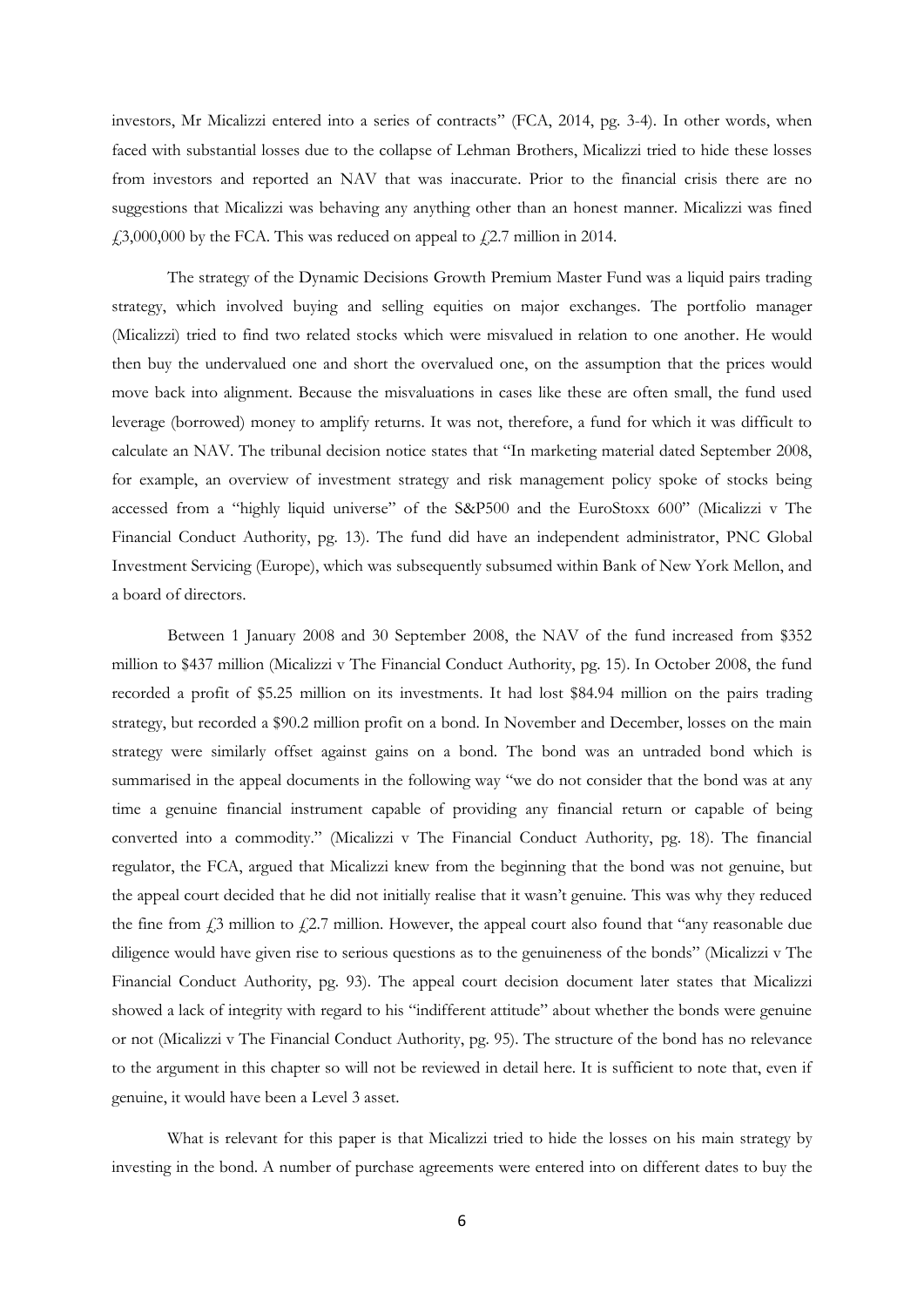investors, Mr Micalizzi entered into a series of contracts" (FCA, 2014, pg. 3-4). In other words, when faced with substantial losses due to the collapse of Lehman Brothers, Micalizzi tried to hide these losses from investors and reported an NAV that was inaccurate. Prior to the financial crisis there are no suggestions that Micalizzi was behaving any anything other than an honest manner. Micalizzi was fined £3,000,000 by the FCA. This was reduced on appeal to £2.7 million in 2014.

The strategy of the Dynamic Decisions Growth Premium Master Fund was a liquid pairs trading strategy, which involved buying and selling equities on major exchanges. The portfolio manager (Micalizzi) tried to find two related stocks which were misvalued in relation to one another. He would then buy the undervalued one and short the overvalued one, on the assumption that the prices would move back into alignment. Because the misvaluations in cases like these are often small, the fund used leverage (borrowed) money to amplify returns. It was not, therefore, a fund for which it was difficult to calculate an NAV. The tribunal decision notice states that "In marketing material dated September 2008, for example, an overview of investment strategy and risk management policy spoke of stocks being accessed from a "highly liquid universe" of the S&P500 and the EuroStoxx 600" (Micalizzi v The Financial Conduct Authority, pg. 13). The fund did have an independent administrator, PNC Global Investment Servicing (Europe), which was subsequently subsumed within Bank of New York Mellon, and a board of directors.

Between 1 January 2008 and 30 September 2008, the NAV of the fund increased from $352 million to $437 million (Micalizzi v The Financial Conduct Authority, pg. 15). In October 2008, the fund recorded a profit of $5.25 million on its investments. It had lost $84.94 million on the pairs trading strategy, but recorded a $90.2 million profit on a bond. In November and December, losses on the main strategy were similarly offset against gains on a bond. The bond was an untraded bond which is summarised in the appeal documents in the following way "we do not consider that the bond was at any time a genuine financial instrument capable of providing any financial return or capable of being converted into a commodity." (Micalizzi v The Financial Conduct Authority, pg. 18). The financial regulator, the FCA, argued that Micalizzi knew from the beginning that the bond was not genuine, but the appeal court decided that he did not initially realise that it wasn't genuine. This was why they reduced the fine from £3 million to £2.7 million. However, the appeal court also found that "any reasonable due diligence would have given rise to serious questions as to the genuineness of the bonds" (Micalizzi v The Financial Conduct Authority, pg. 93). The appeal court decision document later states that Micalizzi showed a lack of integrity with regard to his "indifferent attitude" about whether the bonds were genuine or not (Micalizzi v The Financial Conduct Authority, pg. 95). The structure of the bond has no relevance to the argument in this chapter so will not be reviewed in detail here. It is sufficient to note that, even if genuine, it would have been a Level 3 asset.

What is relevant for this paper is that Micalizzi tried to hide the losses on his main strategy by investing in the bond. A number of purchase agreements were entered into on different dates to buy the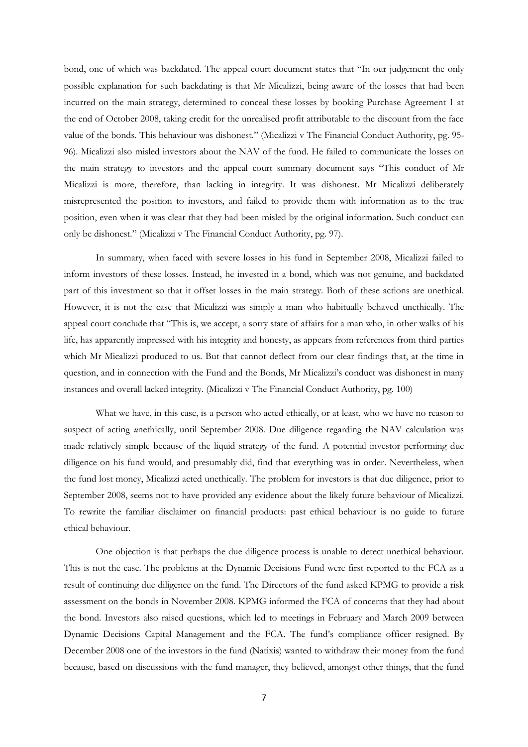bond, one of which was backdated. The appeal court document states that "In our judgement the only possible explanation for such backdating is that Mr Micalizzi, being aware of the losses that had been incurred on the main strategy, determined to conceal these losses by booking Purchase Agreement 1 at the end of October 2008, taking credit for the unrealised profit attributable to the discount from the face value of the bonds. This behaviour was dishonest." (Micalizzi v The Financial Conduct Authority, pg. 95-96). Micalizzi also misled investors about the NAV of the fund. He failed to communicate the losses on the main strategy to investors and the appeal court summary document says "This conduct of Mr Micalizzi is more, therefore, than lacking in integrity. It was dishonest. Mr Micalizzi deliberately misrepresented the position to investors, and failed to provide them with information as to the true position, even when it was clear that they had been misled by the original information. Such conduct can only be dishonest." (Micalizzi v The Financial Conduct Authority, pg. 97).

In summary, when faced with severe losses in his fund in September 2008, Micalizzi failed to inform investors of these losses. Instead, he invested in a bond, which was not genuine, and backdated part of this investment so that it offset losses in the main strategy. Both of these actions are unethical. However, it is not the case that Micalizzi was simply a man who habitually behaved unethically. The appeal court conclude that "This is, we accept, a sorry state of affairs for a man who, in other walks of his life, has apparently impressed with his integrity and honesty, as appears from references from third parties which Mr Micalizzi produced to us. But that cannot deflect from our clear findings that, at the time in question, and in connection with the Fund and the Bonds, Mr Micalizzi's conduct was dishonest in many instances and overall lacked integrity. (Micalizzi v The Financial Conduct Authority, pg. 100)

What we have, in this case, is a person who acted ethically, or at least, who we have no reason to suspect of acting *u*nethically, until September 2008. Due diligence regarding the NAV calculation was made relatively simple because of the liquid strategy of the fund. A potential investor performing due diligence on his fund would, and presumably did, find that everything was in order. Nevertheless, when the fund lost money, Micalizzi acted unethically. The problem for investors is that due diligence, prior to September 2008, seems not to have provided any evidence about the likely future behaviour of Micalizzi. To rewrite the familiar disclaimer on financial products: past ethical behaviour is no guide to future ethical behaviour.

One objection is that perhaps the due diligence process is unable to detect unethical behaviour. This is not the case. The problems at the Dynamic Decisions Fund were first reported to the FCA as a result of continuing due diligence on the fund. The Directors of the fund asked KPMG to provide a risk assessment on the bonds in November 2008. KPMG informed the FCA of concerns that they had about the bond. Investors also raised questions, which led to meetings in February and March 2009 between Dynamic Decisions Capital Management and the FCA. The fund's compliance officer resigned. By December 2008 one of the investors in the fund (Natixis) wanted to withdraw their money from the fund because, based on discussions with the fund manager, they believed, amongst other things, that the fund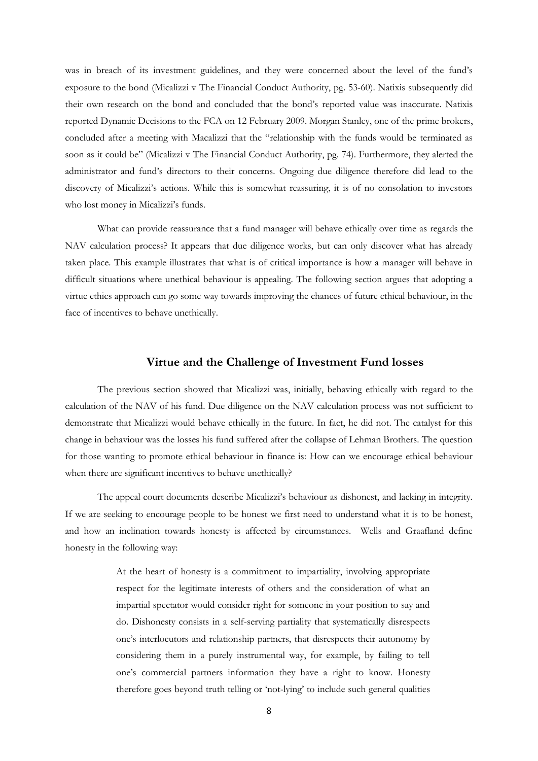was in breach of its investment guidelines, and they were concerned about the level of the fund's exposure to the bond (Micalizzi v The Financial Conduct Authority, pg. 53-60). Natixis subsequently did their own research on the bond and concluded that the bond's reported value was inaccurate. Natixis reported Dynamic Decisions to the FCA on 12 February 2009. Morgan Stanley, one of the prime brokers, concluded after a meeting with Macalizzi that the "relationship with the funds would be terminated as soon as it could be" (Micalizzi v The Financial Conduct Authority, pg. 74). Furthermore, they alerted the administrator and fund's directors to their concerns. Ongoing due diligence therefore did lead to the discovery of Micalizzi's actions. While this is somewhat reassuring, it is of no consolation to investors who lost money in Micalizzi's funds.

What can provide reassurance that a fund manager will behave ethically over time as regards the NAV calculation process? It appears that due diligence works, but can only discover what has already taken place. This example illustrates that what is of critical importance is how a manager will behave in difficult situations where unethical behaviour is appealing. The following section argues that adopting a virtue ethics approach can go some way towards improving the chances of future ethical behaviour, in the face of incentives to behave unethically.

## Virtue and the Challenge of Investment Fund losses

The previous section showed that Micalizzi was, initially, behaving ethically with regard to the calculation of the NAV of his fund. Due diligence on the NAV calculation process was not sufficient to demonstrate that Micalizzi would behave ethically in the future. In fact, he did not. The catalyst for this change in behaviour was the losses his fund suffered after the collapse of Lehman Brothers. The question for those wanting to promote ethical behaviour in finance is: How can we encourage ethical behaviour when there are significant incentives to behave unethically?

The appeal court documents describe Micalizzi's behaviour as dishonest, and lacking in integrity. If we are seeking to encourage people to be honest we first need to understand what it is to be honest, and how an inclination towards honesty is affected by circumstances. Wells and Graafland define honesty in the following way:

> At the heart of honesty is a commitment to impartiality, involving appropriate respect for the legitimate interests of others and the consideration of what an impartial spectator would consider right for someone in your position to say and do. Dishonesty consists in a self-serving partiality that systematically disrespects one's interlocutors and relationship partners, that disrespects their autonomy by considering them in a purely instrumental way, for example, by failing to tell one's commercial partners information they have a right to know. Honesty therefore goes beyond truth telling or 'not-lying' to include such general qualities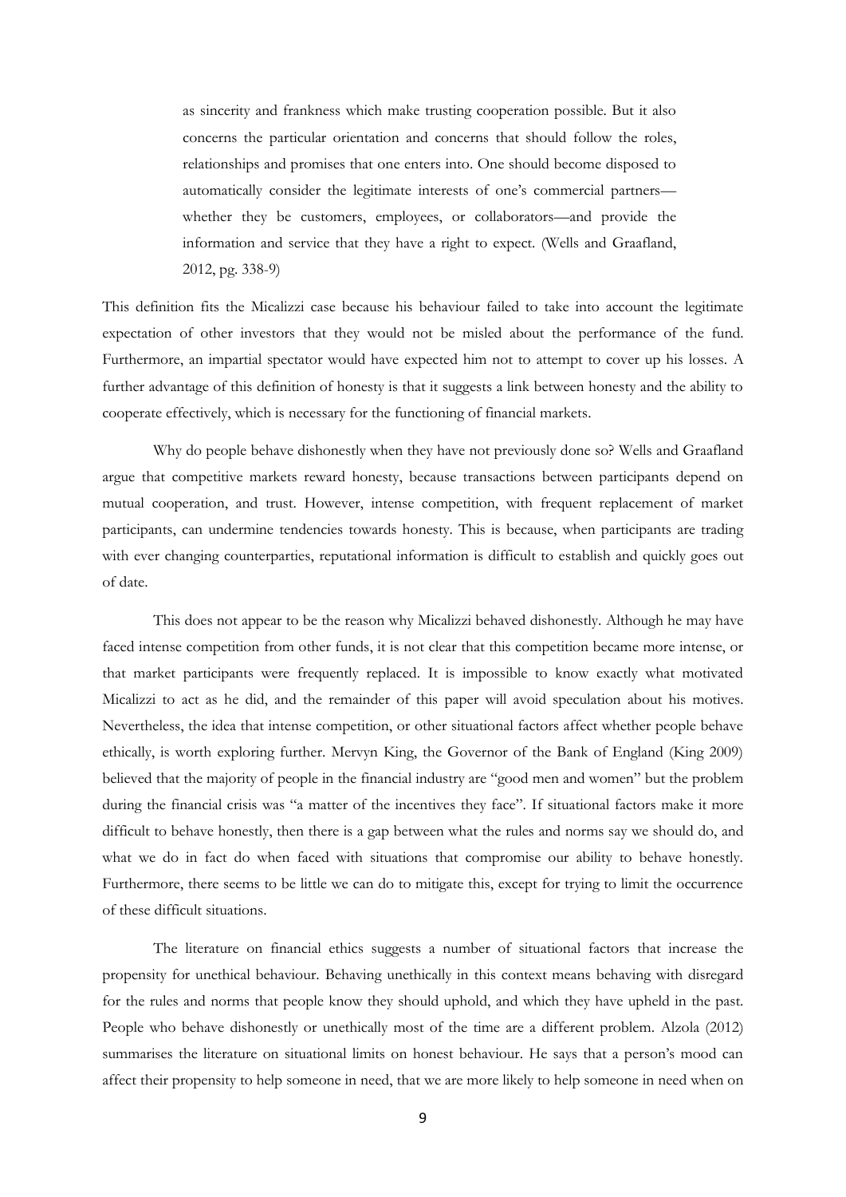> as sincerity and frankness which make trusting cooperation possible. But it also concerns the particular orientation and concerns that should follow the roles, relationships and promises that one enters into. One should become disposed to automatically consider the legitimate interests of one's commercial partners—whether they be customers, employees, or collaborators—and provide the information and service that they have a right to expect. (Wells and Graafland, 2012, pg. 338-9)

This definition fits the Micalizzi case because his behaviour failed to take into account the legitimate expectation of other investors that they would not be misled about the performance of the fund. Furthermore, an impartial spectator would have expected him not to attempt to cover up his losses. A further advantage of this definition of honesty is that it suggests a link between honesty and the ability to cooperate effectively, which is necessary for the functioning of financial markets.

Why do people behave dishonestly when they have not previously done so? Wells and Graafland argue that competitive markets reward honesty, because transactions between participants depend on mutual cooperation, and trust. However, intense competition, with frequent replacement of market participants, can undermine tendencies towards honesty. This is because, when participants are trading with ever changing counterparties, reputational information is difficult to establish and quickly goes out of date.

This does not appear to be the reason why Micalizzi behaved dishonestly. Although he may have faced intense competition from other funds, it is not clear that this competition became more intense, or that market participants were frequently replaced. It is impossible to know exactly what motivated Micalizzi to act as he did, and the remainder of this paper will avoid speculation about his motives. Nevertheless, the idea that intense competition, or other situational factors affect whether people behave ethically, is worth exploring further. Mervyn King, the Governor of the Bank of England (King 2009) believed that the majority of people in the financial industry are "good men and women" but the problem during the financial crisis was "a matter of the incentives they face". If situational factors make it more difficult to behave honestly, then there is a gap between what the rules and norms say we should do, and what we do in fact do when faced with situations that compromise our ability to behave honestly. Furthermore, there seems to be little we can do to mitigate this, except for trying to limit the occurrence of these difficult situations.

The literature on financial ethics suggests a number of situational factors that increase the propensity for unethical behaviour. Behaving unethically in this context means behaving with disregard for the rules and norms that people know they should uphold, and which they have upheld in the past. People who behave dishonestly or unethically most of the time are a different problem. Alzola (2012) summarises the literature on situational limits on honest behaviour. He says that a person's mood can affect their propensity to help someone in need, that we are more likely to help someone in need when on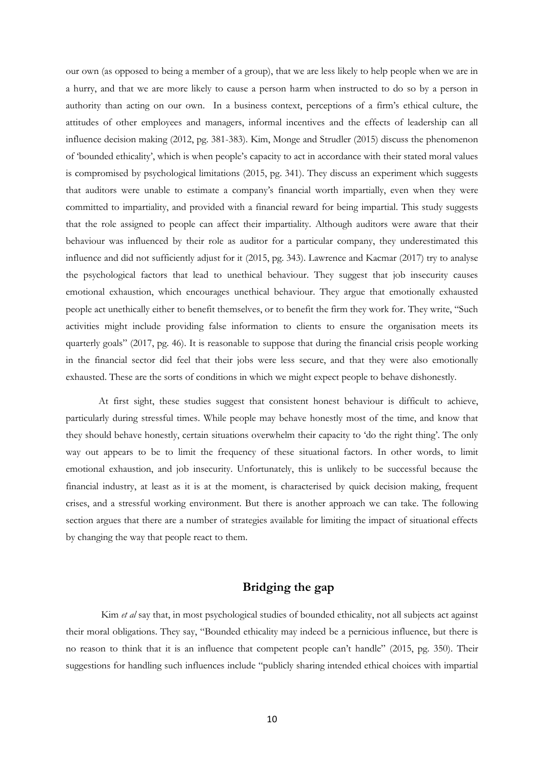our own (as opposed to being a member of a group), that we are less likely to help people when we are in a hurry, and that we are more likely to cause a person harm when instructed to do so by a person in authority than acting on our own. In a business context, perceptions of a firm's ethical culture, the attitudes of other employees and managers, informal incentives and the effects of leadership can all influence decision making (2012, pg. 381-383). Kim, Monge and Strudler (2015) discuss the phenomenon of 'bounded ethicality', which is when people's capacity to act in accordance with their stated moral values is compromised by psychological limitations (2015, pg. 341). They discuss an experiment which suggests that auditors were unable to estimate a company's financial worth impartially, even when they were committed to impartiality, and provided with a financial reward for being impartial. This study suggests that the role assigned to people can affect their impartiality. Although auditors were aware that their behaviour was influenced by their role as auditor for a particular company, they underestimated this influence and did not sufficiently adjust for it (2015, pg. 343). Lawrence and Kacmar (2017) try to analyse the psychological factors that lead to unethical behaviour. They suggest that job insecurity causes emotional exhaustion, which encourages unethical behaviour. They argue that emotionally exhausted people act unethically either to benefit themselves, or to benefit the firm they work for. They write, "Such activities might include providing false information to clients to ensure the organisation meets its quarterly goals" (2017, pg. 46). It is reasonable to suppose that during the financial crisis people working in the financial sector did feel that their jobs were less secure, and that they were also emotionally exhausted. These are the sorts of conditions in which we might expect people to behave dishonestly.

At first sight, these studies suggest that consistent honest behaviour is difficult to achieve, particularly during stressful times. While people may behave honestly most of the time, and know that they should behave honestly, certain situations overwhelm their capacity to 'do the right thing'. The only way out appears to be to limit the frequency of these situational factors. In other words, to limit emotional exhaustion, and job insecurity. Unfortunately, this is unlikely to be successful because the financial industry, at least as it is at the moment, is characterised by quick decision making, frequent crises, and a stressful working environment. But there is another approach we can take. The following section argues that there are a number of strategies available for limiting the impact of situational effects by changing the way that people react to them.

## Bridging the gap

Kim *et al* say that, in most psychological studies of bounded ethicality, not all subjects act against their moral obligations. They say, "Bounded ethicality may indeed be a pernicious influence, but there is no reason to think that it is an influence that competent people can't handle" (2015, pg. 350). Their suggestions for handling such influences include "publicly sharing intended ethical choices with impartial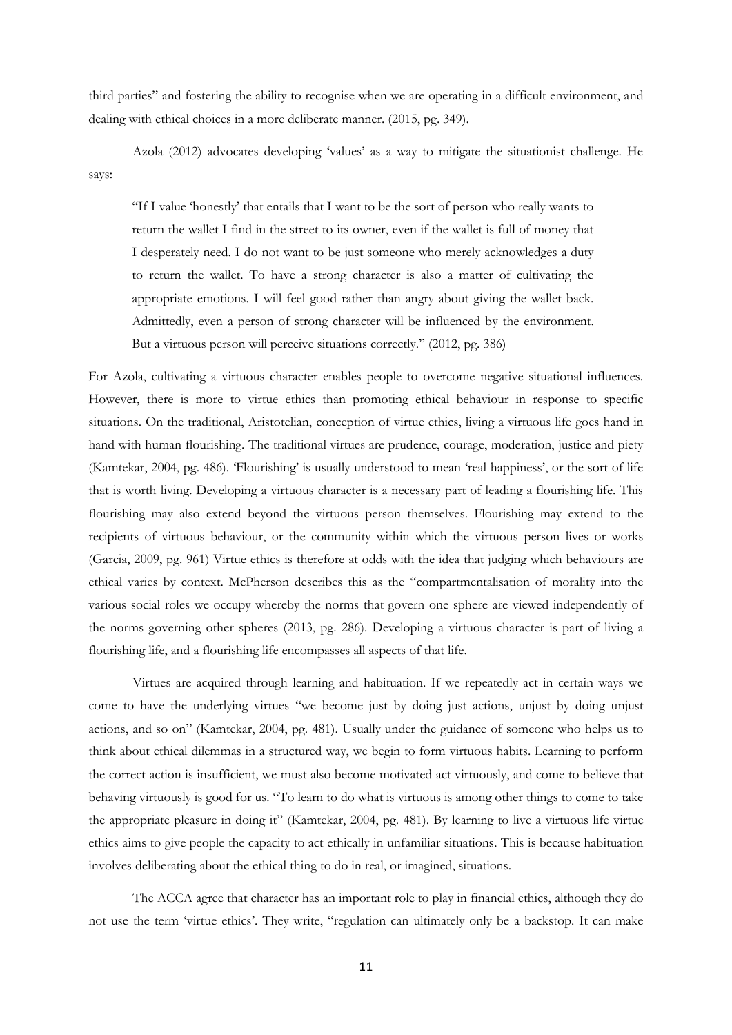third parties" and fostering the ability to recognise when we are operating in a difficult environment, and dealing with ethical choices in a more deliberate manner. (2015, pg. 349).

Azola (2012) advocates developing 'values' as a way to mitigate the situationist challenge. He says:

> "If I value 'honestly' that entails that I want to be the sort of person who really wants to return the wallet I find in the street to its owner, even if the wallet is full of money that I desperately need. I do not want to be just someone who merely acknowledges a duty to return the wallet. To have a strong character is also a matter of cultivating the appropriate emotions. I will feel good rather than angry about giving the wallet back. Admittedly, even a person of strong character will be influenced by the environment. But a virtuous person will perceive situations correctly." (2012, pg. 386)

For Azola, cultivating a virtuous character enables people to overcome negative situational influences. However, there is more to virtue ethics than promoting ethical behaviour in response to specific situations. On the traditional, Aristotelian, conception of virtue ethics, living a virtuous life goes hand in hand with human flourishing. The traditional virtues are prudence, courage, moderation, justice and piety (Kamtekar, 2004, pg. 486). 'Flourishing' is usually understood to mean 'real happiness', or the sort of life that is worth living. Developing a virtuous character is a necessary part of leading a flourishing life. This flourishing may also extend beyond the virtuous person themselves. Flourishing may extend to the recipients of virtuous behaviour, or the community within which the virtuous person lives or works (Garcia, 2009, pg. 961) Virtue ethics is therefore at odds with the idea that judging which behaviours are ethical varies by context. McPherson describes this as the "compartmentalisation of morality into the various social roles we occupy whereby the norms that govern one sphere are viewed independently of the norms governing other spheres (2013, pg. 286). Developing a virtuous character is part of living a flourishing life, and a flourishing life encompasses all aspects of that life.

Virtues are acquired through learning and habituation. If we repeatedly act in certain ways we come to have the underlying virtues "we become just by doing just actions, unjust by doing unjust actions, and so on" (Kamtekar, 2004, pg. 481). Usually under the guidance of someone who helps us to think about ethical dilemmas in a structured way, we begin to form virtuous habits. Learning to perform the correct action is insufficient, we must also become motivated act virtuously, and come to believe that behaving virtuously is good for us. "To learn to do what is virtuous is among other things to come to take the appropriate pleasure in doing it" (Kamtekar, 2004, pg. 481). By learning to live a virtuous life virtue ethics aims to give people the capacity to act ethically in unfamiliar situations. This is because habituation involves deliberating about the ethical thing to do in real, or imagined, situations.

The ACCA agree that character has an important role to play in financial ethics, although they do not use the term 'virtue ethics'. They write, "regulation can ultimately only be a backstop. It can make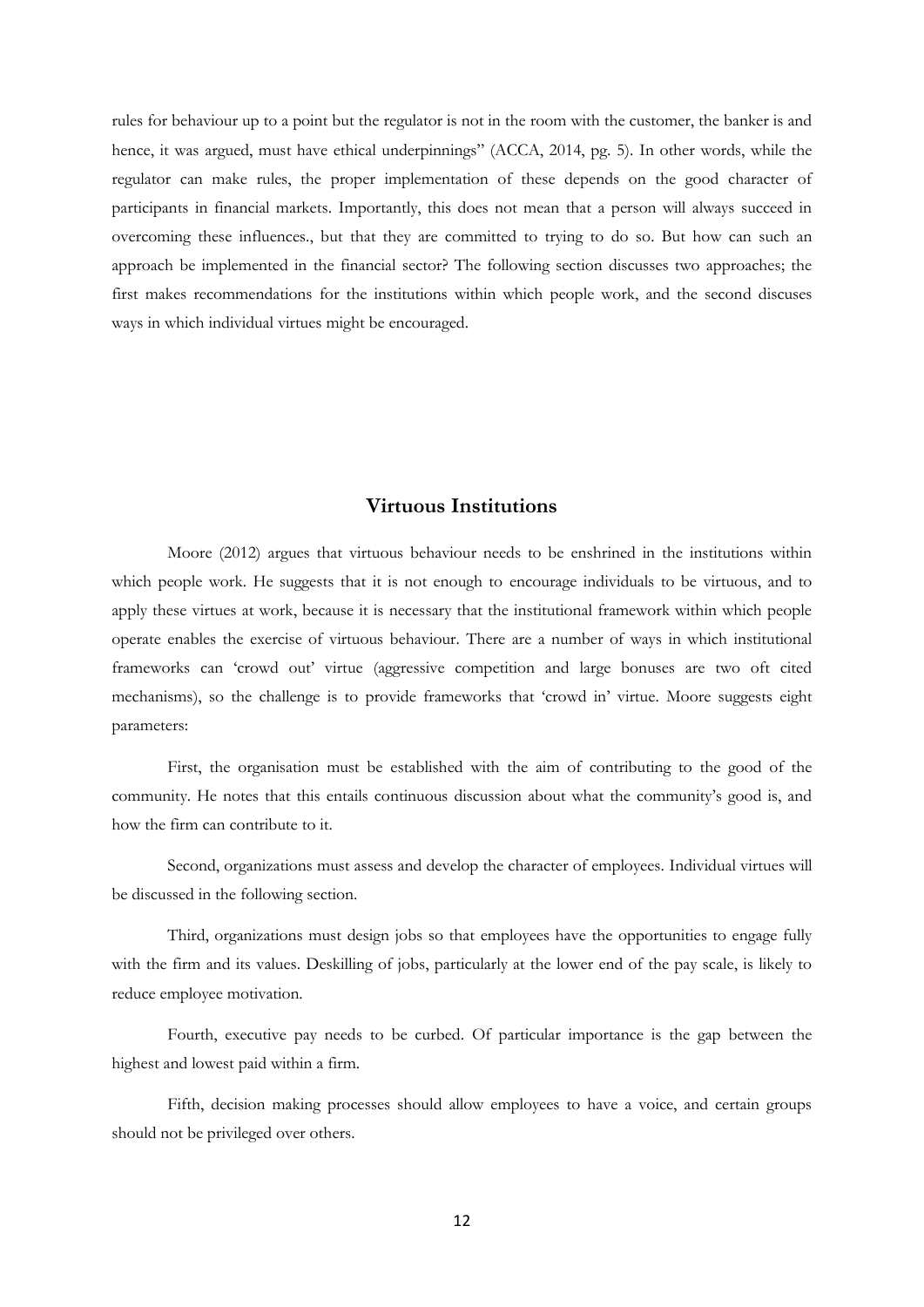rules for behaviour up to a point but the regulator is not in the room with the customer, the banker is and hence, it was argued, must have ethical underpinnings" (ACCA, 2014, pg. 5). In other words, while the regulator can make rules, the proper implementation of these depends on the good character of participants in financial markets. Importantly, this does not mean that a person will always succeed in overcoming these influences., but that they are committed to trying to do so. But how can such an approach be implemented in the financial sector? The following section discusses two approaches; the first makes recommendations for the institutions within which people work, and the second discuses ways in which individual virtues might be encouraged.

## Virtuous Institutions

Moore (2012) argues that virtuous behaviour needs to be enshrined in the institutions within which people work. He suggests that it is not enough to encourage individuals to be virtuous, and to apply these virtues at work, because it is necessary that the institutional framework within which people operate enables the exercise of virtuous behaviour. There are a number of ways in which institutional frameworks can 'crowd out' virtue (aggressive competition and large bonuses are two oft cited mechanisms), so the challenge is to provide frameworks that 'crowd in' virtue. Moore suggests eight parameters:

First, the organisation must be established with the aim of contributing to the good of the community. He notes that this entails continuous discussion about what the community's good is, and how the firm can contribute to it.

Second, organizations must assess and develop the character of employees. Individual virtues will be discussed in the following section.

Third, organizations must design jobs so that employees have the opportunities to engage fully with the firm and its values. Deskilling of jobs, particularly at the lower end of the pay scale, is likely to reduce employee motivation.

Fourth, executive pay needs to be curbed. Of particular importance is the gap between the highest and lowest paid within a firm.

Fifth, decision making processes should allow employees to have a voice, and certain groups should not be privileged over others.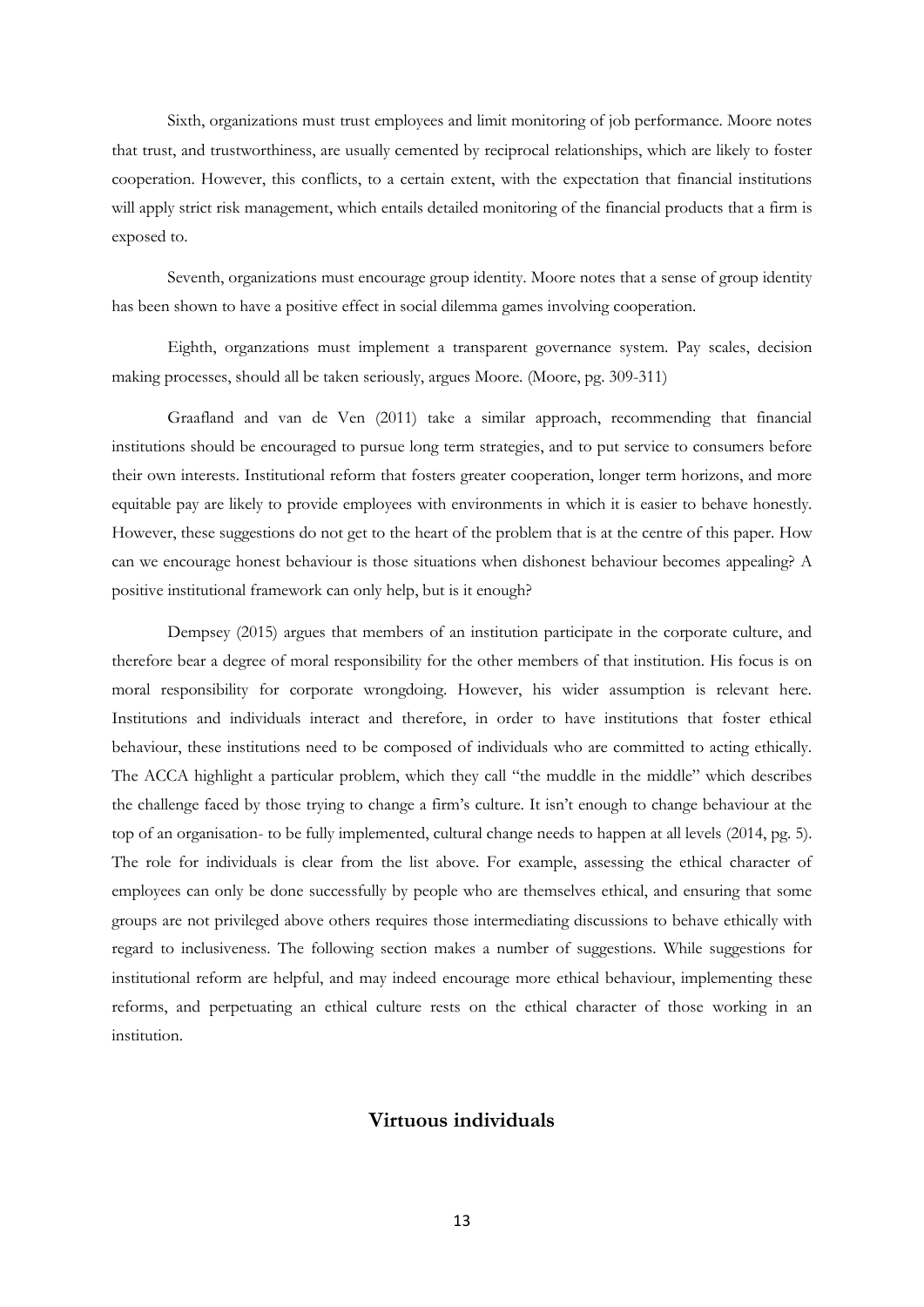Sixth, organizations must trust employees and limit monitoring of job performance. Moore notes that trust, and trustworthiness, are usually cemented by reciprocal relationships, which are likely to foster cooperation. However, this conflicts, to a certain extent, with the expectation that financial institutions will apply strict risk management, which entails detailed monitoring of the financial products that a firm is exposed to.

Seventh, organizations must encourage group identity. Moore notes that a sense of group identity has been shown to have a positive effect in social dilemma games involving cooperation.

Eighth, organzations must implement a transparent governance system. Pay scales, decision making processes, should all be taken seriously, argues Moore. (Moore, pg. 309-311)

Graafland and van de Ven (2011) take a similar approach, recommending that financial institutions should be encouraged to pursue long term strategies, and to put service to consumers before their own interests. Institutional reform that fosters greater cooperation, longer term horizons, and more equitable pay are likely to provide employees with environments in which it is easier to behave honestly. However, these suggestions do not get to the heart of the problem that is at the centre of this paper. How can we encourage honest behaviour is those situations when dishonest behaviour becomes appealing? A positive institutional framework can only help, but is it enough?

Dempsey (2015) argues that members of an institution participate in the corporate culture, and therefore bear a degree of moral responsibility for the other members of that institution. His focus is on moral responsibility for corporate wrongdoing. However, his wider assumption is relevant here. Institutions and individuals interact and therefore, in order to have institutions that foster ethical behaviour, these institutions need to be composed of individuals who are committed to acting ethically. The ACCA highlight a particular problem, which they call "the muddle in the middle" which describes the challenge faced by those trying to change a firm's culture. It isn't enough to change behaviour at the top of an organisation- to be fully implemented, cultural change needs to happen at all levels (2014, pg. 5). The role for individuals is clear from the list above. For example, assessing the ethical character of employees can only be done successfully by people who are themselves ethical, and ensuring that some groups are not privileged above others requires those intermediating discussions to behave ethically with regard to inclusiveness. The following section makes a number of suggestions. While suggestions for institutional reform are helpful, and may indeed encourage more ethical behaviour, implementing these reforms, and perpetuating an ethical culture rests on the ethical character of those working in an institution.

## Virtuous individuals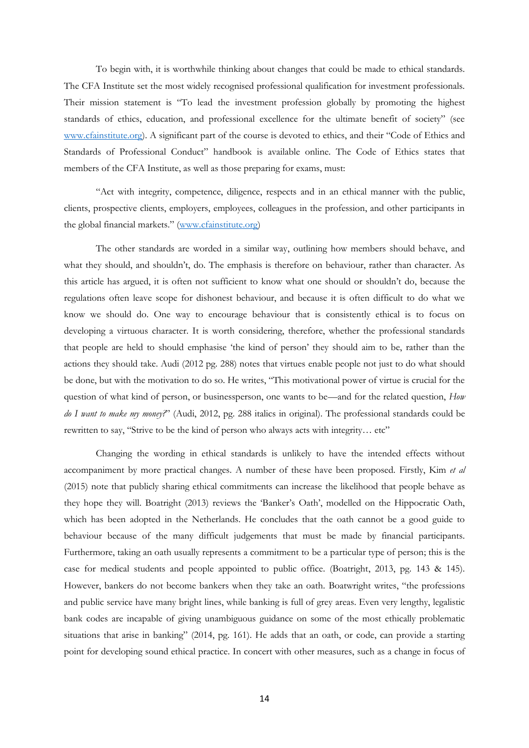To begin with, it is worthwhile thinking about changes that could be made to ethical standards. The CFA Institute set the most widely recognised professional qualification for investment professionals. Their mission statement is "To lead the investment profession globally by promoting the highest standards of ethics, education, and professional excellence for the ultimate benefit of society" (see www.cfainstitute.org). A significant part of the course is devoted to ethics, and their "Code of Ethics and Standards of Professional Conduct" handbook is available online. The Code of Ethics states that members of the CFA Institute, as well as those preparing for exams, must:

"Act with integrity, competence, diligence, respects and in an ethical manner with the public, clients, prospective clients, employers, employees, colleagues in the profession, and other participants in the global financial markets." (www.cfainstitute.org)

The other standards are worded in a similar way, outlining how members should behave, and what they should, and shouldn't, do. The emphasis is therefore on behaviour, rather than character. As this article has argued, it is often not sufficient to know what one should or shouldn't do, because the regulations often leave scope for dishonest behaviour, and because it is often difficult to do what we know we should do. One way to encourage behaviour that is consistently ethical is to focus on developing a virtuous character. It is worth considering, therefore, whether the professional standards that people are held to should emphasise 'the kind of person' they should aim to be, rather than the actions they should take. Audi (2012 pg. 288) notes that virtues enable people not just to do what should be done, but with the motivation to do so. He writes, "This motivational power of virtue is crucial for the question of what kind of person, or businessperson, one wants to be—and for the related question, *How do I want to make my money?*" (Audi, 2012, pg. 288 italics in original). The professional standards could be rewritten to say, "Strive to be the kind of person who always acts with integrity… etc"

Changing the wording in ethical standards is unlikely to have the intended effects without accompaniment by more practical changes. A number of these have been proposed. Firstly, Kim *et al* (2015) note that publicly sharing ethical commitments can increase the likelihood that people behave as they hope they will. Boatright (2013) reviews the 'Banker's Oath', modelled on the Hippocratic Oath, which has been adopted in the Netherlands. He concludes that the oath cannot be a good guide to behaviour because of the many difficult judgements that must be made by financial participants. Furthermore, taking an oath usually represents a commitment to be a particular type of person; this is the case for medical students and people appointed to public office. (Boatright, 2013, pg. 143 & 145). However, bankers do not become bankers when they take an oath. Boatwright writes, "the professions and public service have many bright lines, while banking is full of grey areas. Even very lengthy, legalistic bank codes are incapable of giving unambiguous guidance on some of the most ethically problematic situations that arise in banking" (2014, pg. 161). He adds that an oath, or code, can provide a starting point for developing sound ethical practice. In concert with other measures, such as a change in focus of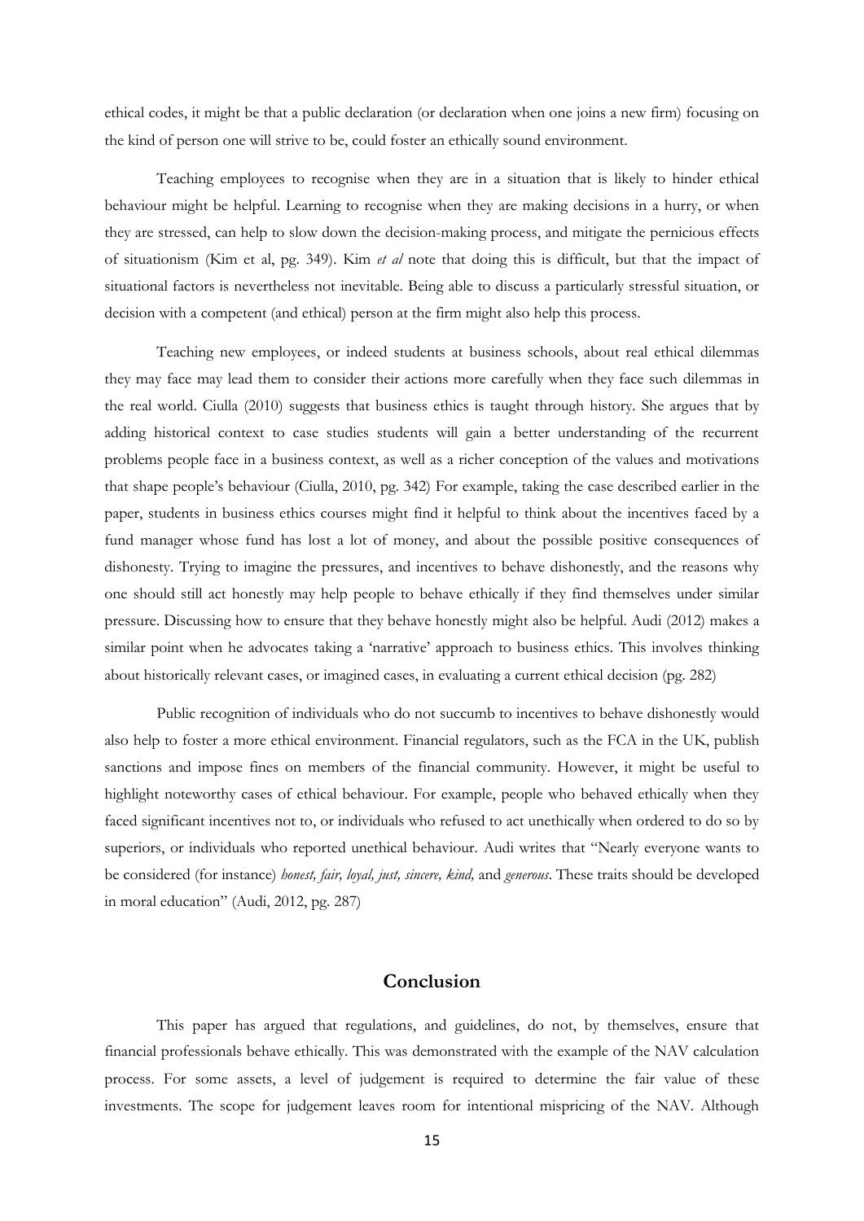ethical codes, it might be that a public declaration (or declaration when one joins a new firm) focusing on the kind of person one will strive to be, could foster an ethically sound environment.

Teaching employees to recognise when they are in a situation that is likely to hinder ethical behaviour might be helpful. Learning to recognise when they are making decisions in a hurry, or when they are stressed, can help to slow down the decision-making process, and mitigate the pernicious effects of situationism (Kim et al, pg. 349). Kim *et al* note that doing this is difficult, but that the impact of situational factors is nevertheless not inevitable. Being able to discuss a particularly stressful situation, or decision with a competent (and ethical) person at the firm might also help this process.

Teaching new employees, or indeed students at business schools, about real ethical dilemmas they may face may lead them to consider their actions more carefully when they face such dilemmas in the real world. Ciulla (2010) suggests that business ethics is taught through history. She argues that by adding historical context to case studies students will gain a better understanding of the recurrent problems people face in a business context, as well as a richer conception of the values and motivations that shape people's behaviour (Ciulla, 2010, pg. 342) For example, taking the case described earlier in the paper, students in business ethics courses might find it helpful to think about the incentives faced by a fund manager whose fund has lost a lot of money, and about the possible positive consequences of dishonesty. Trying to imagine the pressures, and incentives to behave dishonestly, and the reasons why one should still act honestly may help people to behave ethically if they find themselves under similar pressure. Discussing how to ensure that they behave honestly might also be helpful. Audi (2012) makes a similar point when he advocates taking a 'narrative' approach to business ethics. This involves thinking about historically relevant cases, or imagined cases, in evaluating a current ethical decision (pg. 282)

Public recognition of individuals who do not succumb to incentives to behave dishonestly would also help to foster a more ethical environment. Financial regulators, such as the FCA in the UK, publish sanctions and impose fines on members of the financial community. However, it might be useful to highlight noteworthy cases of ethical behaviour. For example, people who behaved ethically when they faced significant incentives not to, or individuals who refused to act unethically when ordered to do so by superiors, or individuals who reported unethical behaviour. Audi writes that "Nearly everyone wants to be considered (for instance) *honest, fair, loyal, just, sincere, kind,* and *generous*. These traits should be developed in moral education" (Audi, 2012, pg. 287)

## Conclusion

This paper has argued that regulations, and guidelines, do not, by themselves, ensure that financial professionals behave ethically. This was demonstrated with the example of the NAV calculation process. For some assets, a level of judgement is required to determine the fair value of these investments. The scope for judgement leaves room for intentional mispricing of the NAV. Although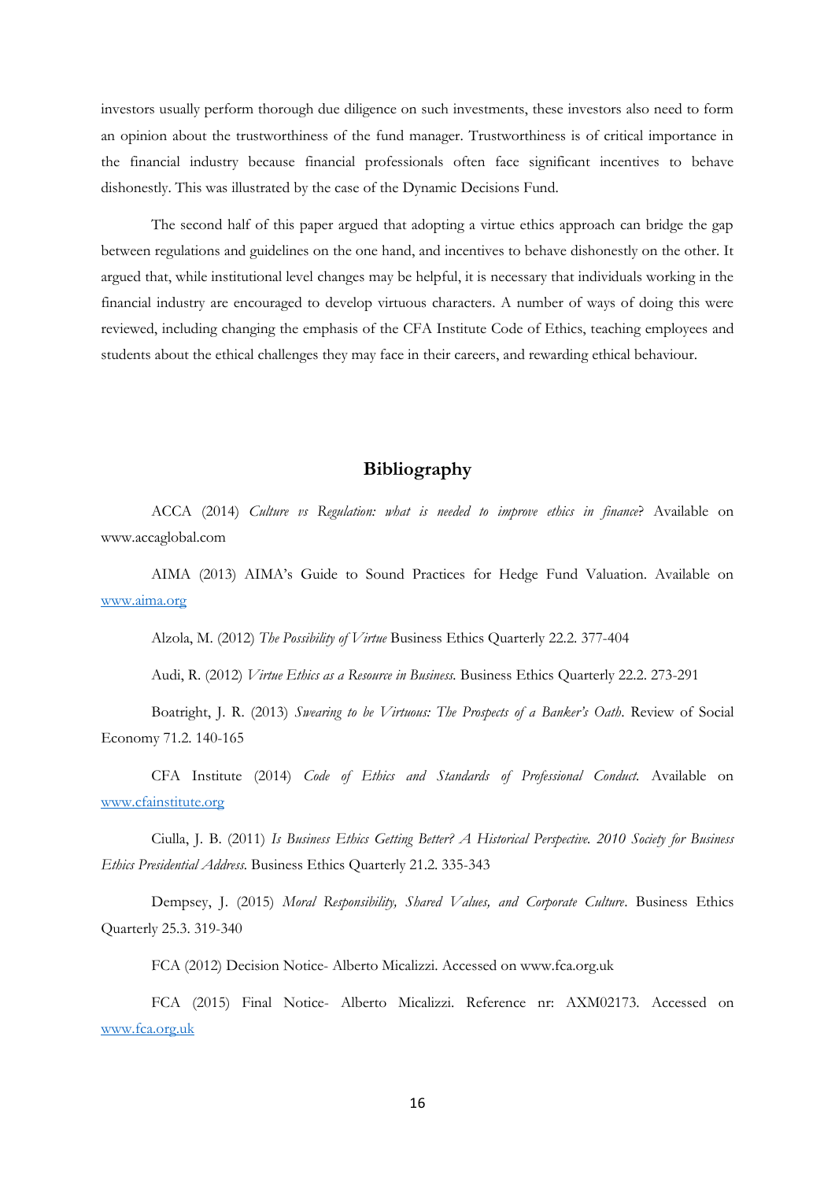investors usually perform thorough due diligence on such investments, these investors also need to form an opinion about the trustworthiness of the fund manager. Trustworthiness is of critical importance in the financial industry because financial professionals often face significant incentives to behave dishonestly. This was illustrated by the case of the Dynamic Decisions Fund.

The second half of this paper argued that adopting a virtue ethics approach can bridge the gap between regulations and guidelines on the one hand, and incentives to behave dishonestly on the other. It argued that, while institutional level changes may be helpful, it is necessary that individuals working in the financial industry are encouraged to develop virtuous characters. A number of ways of doing this were reviewed, including changing the emphasis of the CFA Institute Code of Ethics, teaching employees and students about the ethical challenges they may face in their careers, and rewarding ethical behaviour.

## Bibliography

ACCA (2014) *Culture vs Regulation: what is needed to improve ethics in finance*? Available on www.accaglobal.com

AIMA (2013) AIMA's Guide to Sound Practices for Hedge Fund Valuation. Available on www.aima.org

Alzola, M. (2012) *The Possibility of Virtue* Business Ethics Quarterly 22.2. 377-404

Audi, R. (2012) *Virtue Ethics as a Resource in Business.* Business Ethics Quarterly 22.2. 273-291

Boatright, J. R. (2013) *Swearing to be Virtuous: The Prospects of a Banker's Oath*. Review of Social Economy 71.2. 140-165

CFA Institute (2014) *Code of Ethics and Standards of Professional Conduct.* Available on www.cfainstitute.org

Ciulla, J. B. (2011) *Is Business Ethics Getting Better? A Historical Perspective. 2010 Society for Business Ethics Presidential Address.* Business Ethics Quarterly 21.2. 335-343

Dempsey, J. (2015) *Moral Responsibility, Shared Values, and Corporate Culture*. Business Ethics Quarterly 25.3. 319-340

FCA (2012) Decision Notice- Alberto Micalizzi. Accessed on www.fca.org.uk

FCA (2015) Final Notice- Alberto Micalizzi. Reference nr: AXM02173. Accessed on www.fca.org.uk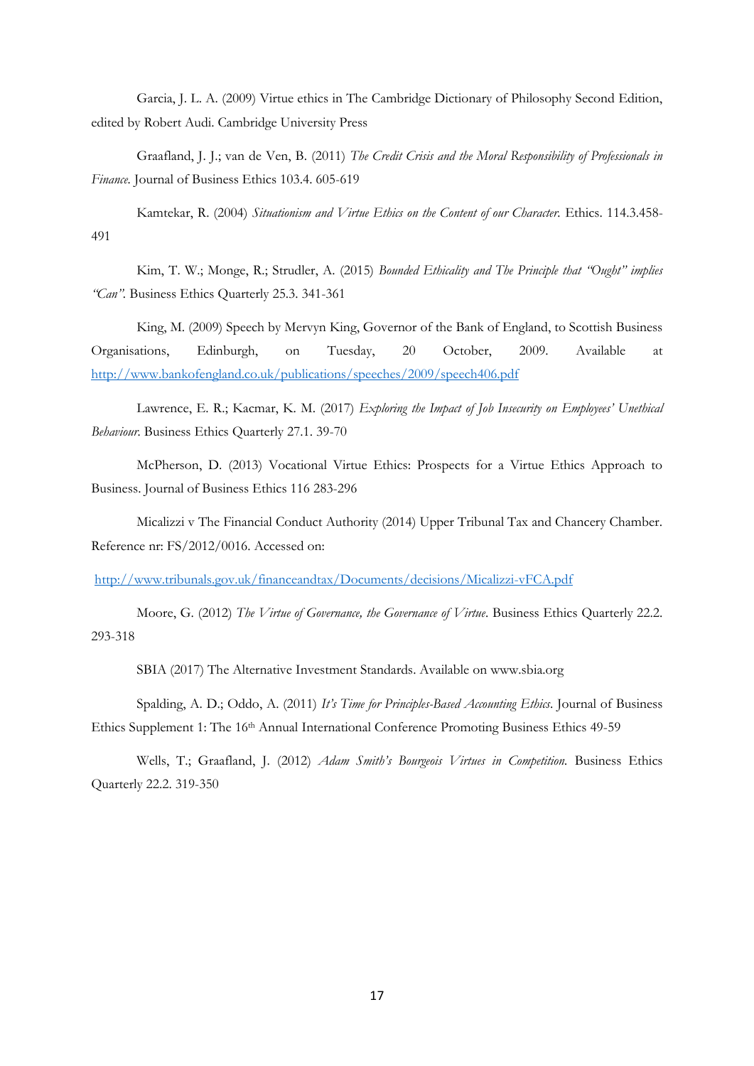Garcia, J. L. A. (2009) Virtue ethics in The Cambridge Dictionary of Philosophy Second Edition, edited by Robert Audi. Cambridge University Press

Graafland, J. J.; van de Ven, B. (2011) *The Credit Crisis and the Moral Responsibility of Professionals in Finance*. Journal of Business Ethics 103.4. 605-619

Kamtekar, R. (2004) *Situationism and Virtue Ethics on the Content of our Character.* Ethics. 114.3.458-491

Kim, T. W.; Monge, R.; Strudler, A. (2015) *Bounded Ethicality and The Principle that "Ought" implies "Can".* Business Ethics Quarterly 25.3. 341-361

King, M. (2009) Speech by Mervyn King, Governor of the Bank of England, to Scottish Business Organisations, Edinburgh, on Tuesday, 20 October, 2009. Available at http://www.bankofengland.co.uk/publications/speeches/2009/speech406.pdf

Lawrence, E. R.; Kacmar, K. M. (2017) *Exploring the Impact of Job Insecurity on Employees' Unethical Behaviour*. Business Ethics Quarterly 27.1. 39-70

McPherson, D. (2013) Vocational Virtue Ethics: Prospects for a Virtue Ethics Approach to Business. Journal of Business Ethics 116 283-296

Micalizzi v The Financial Conduct Authority (2014) Upper Tribunal Tax and Chancery Chamber. Reference nr: FS/2012/0016. Accessed on:

http://www.tribunals.gov.uk/financeandtax/Documents/decisions/Micalizzi-vFCA.pdf

Moore, G. (2012) *The Virtue of Governance, the Governance of Virtue*. Business Ethics Quarterly 22.2. 293-318

SBIA (2017) The Alternative Investment Standards. Available on www.sbia.org

Spalding, A. D.; Oddo, A. (2011) *It's Time for Principles-Based Accounting Ethics*. Journal of Business Ethics Supplement 1: The 16th Annual International Conference Promoting Business Ethics 49-59

Wells, T.; Graafland, J. (2012) *Adam Smith's Bourgeois Virtues in Competition.* Business Ethics Quarterly 22.2. 319-350